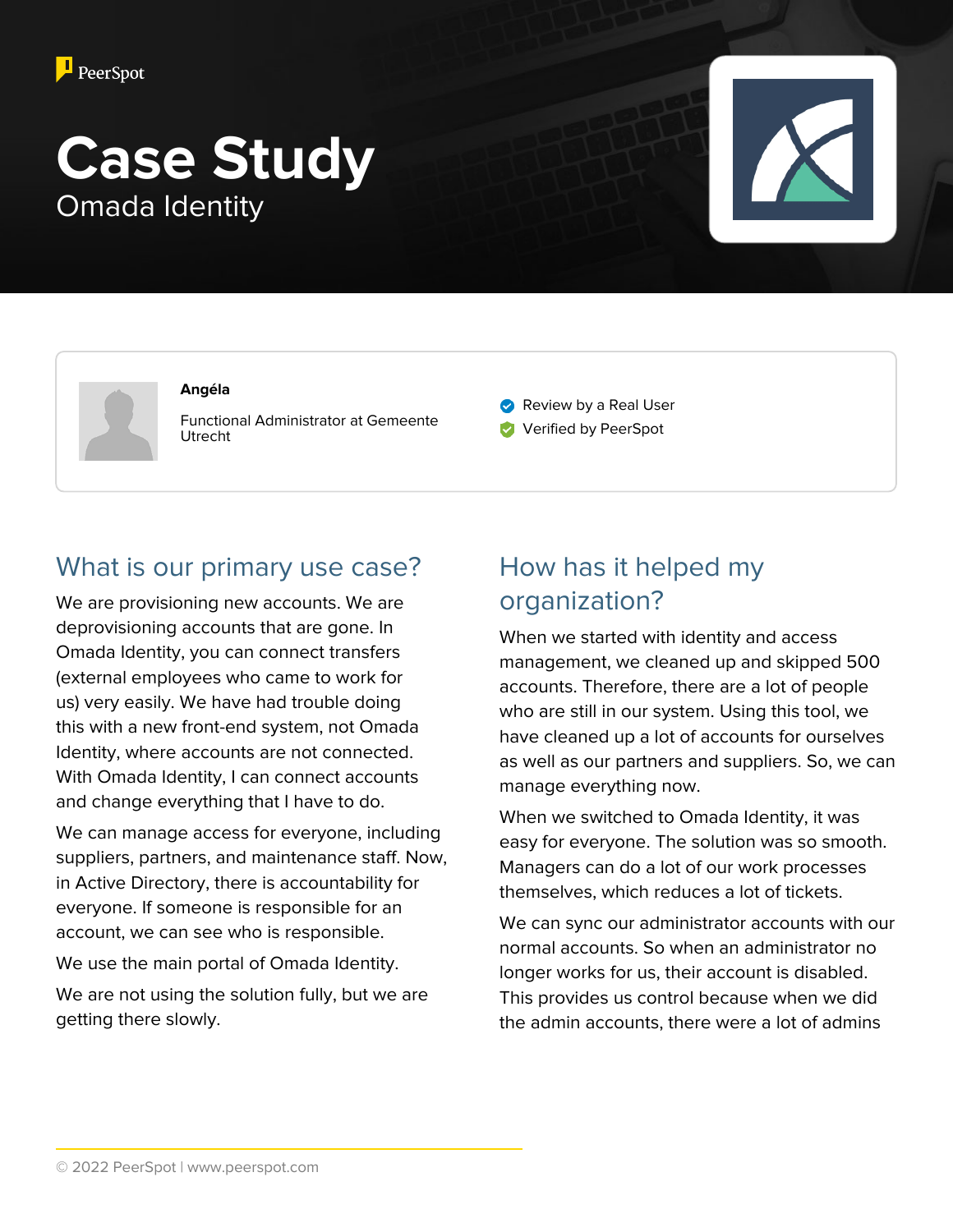PeerSpot

# Case Study

Omada Identity

**Angéla**

Functional Administrator at Gemeente Utrecht

Review by a Real User

Verified by PeerSpot

## What is our primary use case?

We are provisioning new accounts. We are deprovisioning accounts that are gone. In Omada Identity, you can connect transfers (external employees who came to work for us) very easily. We have had trouble doing this with a new front-end system, not Omada Identity, where accounts are not connected. With Omada Identity, I can connect accounts and change everything that I have to do.

We can manage access for everyone, including suppliers, partners, and maintenance staff. Now, in Active Directory, there is accountability for everyone. If someone is responsible for an account, we can see who is responsible.

We use the main portal of Omada Identity.

We are not using the solution fully, but we are getting there slowly.

## How has it helped my organization?

When we started with identity and access management, we cleaned up and skipped 500 accounts. Therefore, there are a lot of people who are still in our system. Using this tool, we have cleaned up a lot of accounts for ourselves as well as our partners and suppliers. So, we can manage everything now.

When we switched to Omada Identity, it was easy for everyone. The solution was so smooth. Managers can do a lot of our work processes themselves, which reduces a lot of tickets.

We can sync our administrator accounts with our normal accounts. So when an administrator no longer works for us, their account is disabled. This provides us control because when we did the admin accounts, there were a lot of admins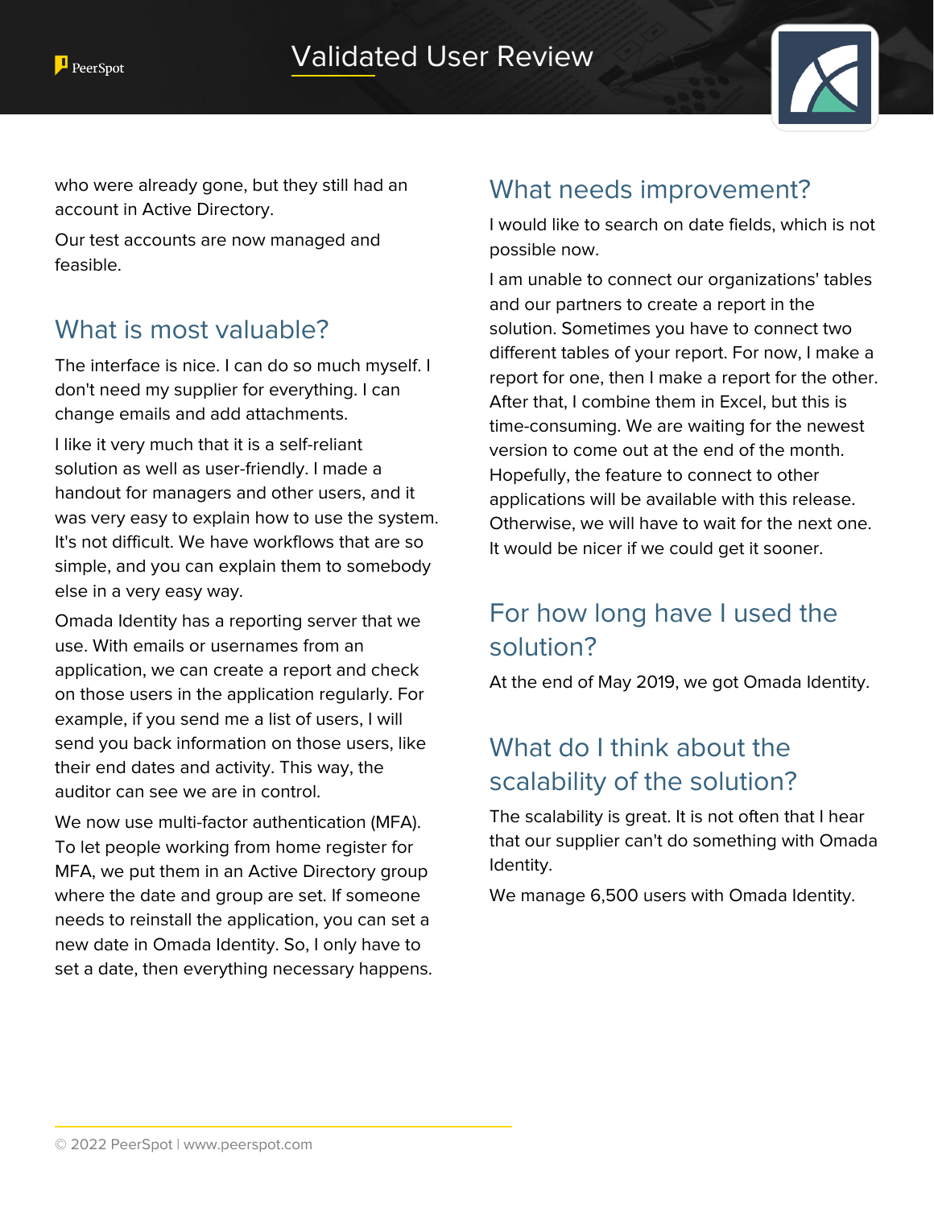who were already gone, but they still had an account in Active Directory.

Our test accounts are now managed and feasible.

## What is most valuable?

The interface is nice. I can do so much myself. I don't need my supplier for everything. I can change emails and add attachments.

I like it very much that it is a self-reliant solution as well as user-friendly. I made a handout for managers and other users, and it was very easy to explain how to use the system. It's not difficult. We have workflows that are so simple, and you can explain them to somebody else in a very easy way.

Omada Identity has a reporting server that we use. With emails or usernames from an application, we can create a report and check on those users in the application regularly. For example, if you send me a list of users, I will send you back information on those users, like their end dates and activity. This way, the auditor can see we are in control.

We now use multi-factor authentication (MFA). To let people working from home register for MFA, we put them in an Active Directory group where the date and group are set. If someone needs to reinstall the application, you can set a new date in Omada Identity. So, I only have to set a date, then everything necessary happens.

## What needs improvement?

I would like to search on date fields, which is not possible now.

I am unable to connect our organizations' tables and our partners to create a report in the solution. Sometimes you have to connect two different tables of your report. For now, I make a report for one, then I make a report for the other. After that, I combine them in Excel, but this is time-consuming. We are waiting for the newest version to come out at the end of the month. Hopefully, the feature to connect to other applications will be available with this release. Otherwise, we will have to wait for the next one. It would be nicer if we could get it sooner.

## For how long have I used the solution?

At the end of May 2019, we got Omada Identity.

## What do I think about the scalability of the solution?

The scalability is great. It is not often that I hear that our supplier can't do something with Omada Identity.

We manage 6,500 users with Omada Identity.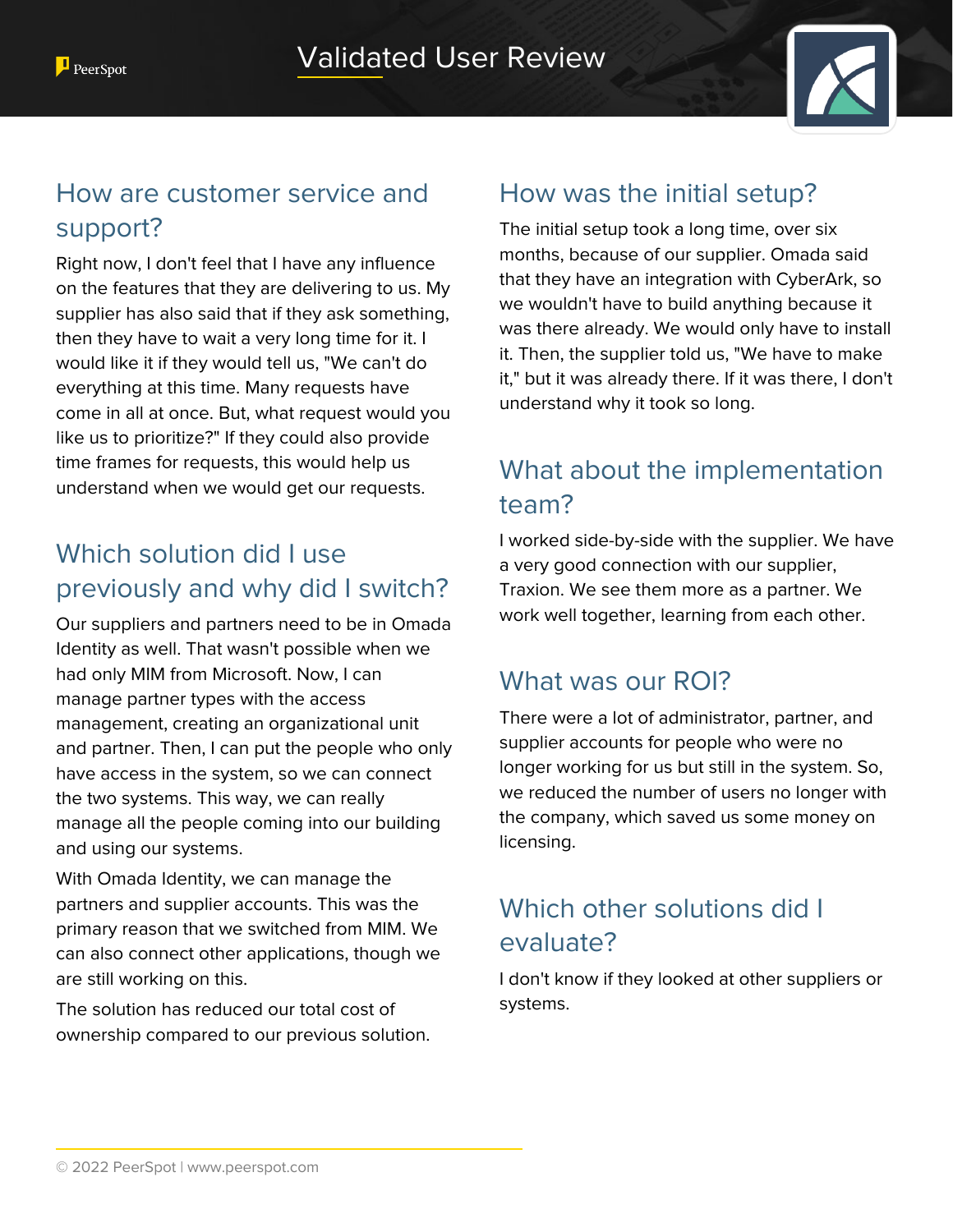## How are customer service and support?

Right now, I don't feel that I have any influence on the features that they are delivering to us. My supplier has also said that if they ask something, then they have to wait a very long time for it. I would like it if they would tell us, "We can't do everything at this time. Many requests have come in all at once. But, what request would you like us to prioritize?" If they could also provide time frames for requests, this would help us understand when we would get our requests.

## Which solution did I use previously and why did I switch?

Our suppliers and partners need to be in Omada Identity as well. That wasn't possible when we had only MIM from Microsoft. Now, I can manage partner types with the access management, creating an organizational unit and partner. Then, I can put the people who only have access in the system, so we can connect the two systems. This way, we can really manage all the people coming into our building and using our systems.

With Omada Identity, we can manage the partners and supplier accounts. This was the primary reason that we switched from MIM. We can also connect other applications, though we are still working on this.

The solution has reduced our total cost of ownership compared to our previous solution.

## How was the initial setup?

The initial setup took a long time, over six months, because of our supplier. Omada said that they have an integration with CyberArk, so we wouldn't have to build anything because it was there already. We would only have to install it. Then, the supplier told us, "We have to make it," but it was already there. If it was there, I don't understand why it took so long.

## What about the implementation team?

I worked side-by-side with the supplier. We have a very good connection with our supplier, Traxion. We see them more as a partner. We work well together, learning from each other.

## What was our ROI?

There were a lot of administrator, partner, and supplier accounts for people who were no longer working for us but still in the system. So, we reduced the number of users no longer with the company, which saved us some money on licensing.

## Which other solutions did I evaluate?

I don't know if they looked at other suppliers or systems.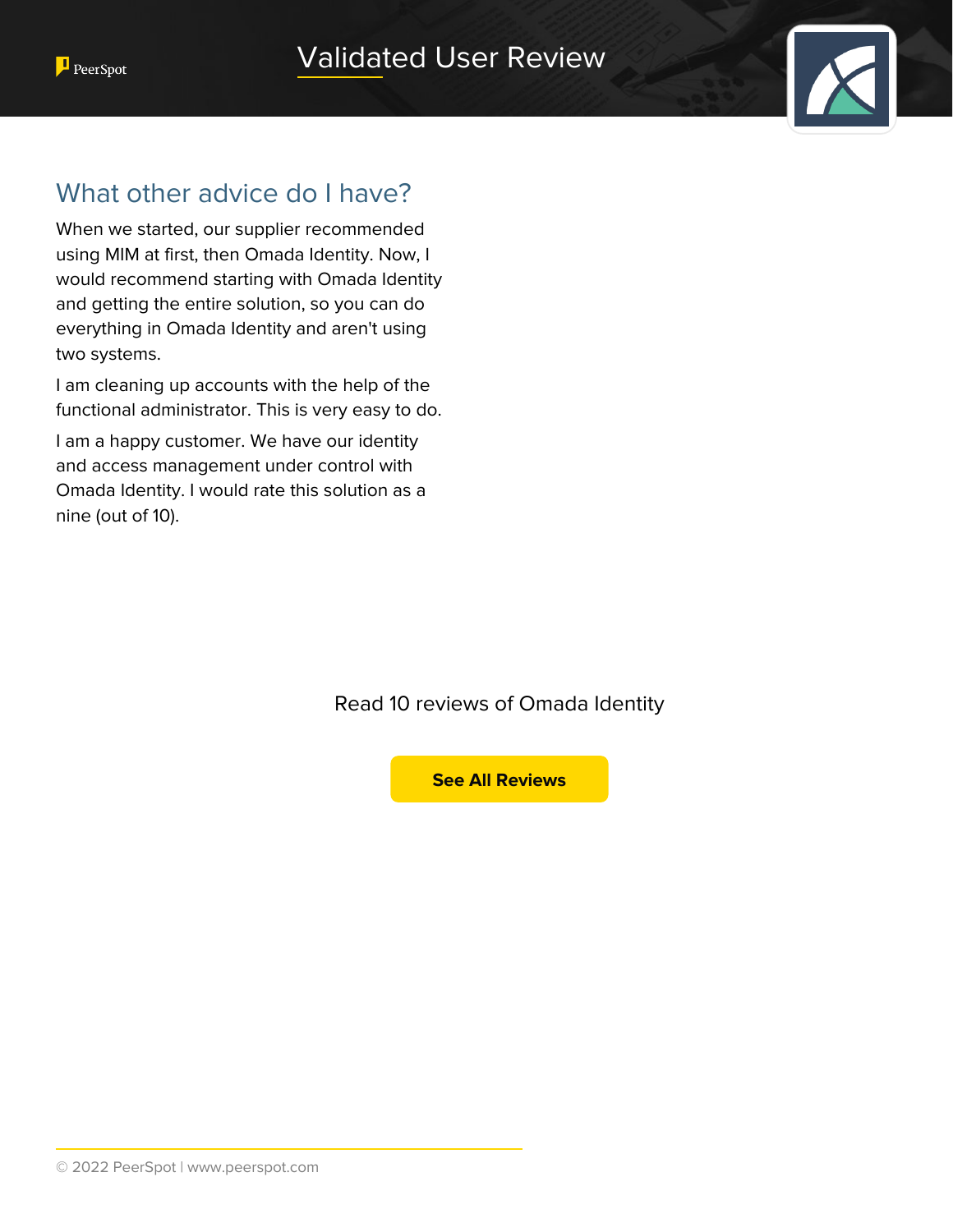## What other advice do I have?

When we started, our supplier recommended using MIM at first, then Omada Identity. Now, I would recommend starting with Omada Identity and getting the entire solution, so you can do everything in Omada Identity and aren't using two systems.

I am cleaning up accounts with the help of the functional administrator. This is very easy to do.

I am a happy customer. We have our identity and access management under control with Omada Identity. I would rate this solution as a nine (out of 10).

Read 10 reviews of Omada Identity

**See All Reviews**